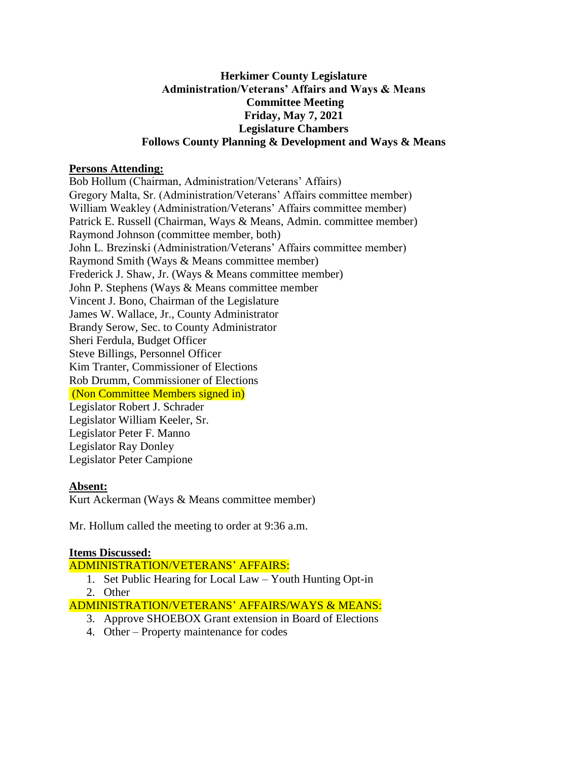**Herkimer County Legislature**
**Administration/Veterans' Affairs and Ways & Means**
**Committee Meeting**
**Friday, May 7, 2021**
**Legislature Chambers**
**Follows County Planning & Development and Ways & Means**

**Persons Attending:**

Bob Hollum (Chairman, Administration/Veterans' Affairs)
Gregory Malta, Sr. (Administration/Veterans' Affairs committee member)
William Weakley (Administration/Veterans' Affairs committee member)
Patrick E. Russell (Chairman, Ways & Means, Admin. committee member)
Raymond Johnson (committee member, both)
John L. Brezinski (Administration/Veterans' Affairs committee member)
Raymond Smith (Ways & Means committee member)
Frederick J. Shaw, Jr. (Ways & Means committee member)
John P. Stephens (Ways & Means committee member
Vincent J. Bono, Chairman of the Legislature
James W. Wallace, Jr., County Administrator
Brandy Serow, Sec. to County Administrator
Sheri Ferdula, Budget Officer
Steve Billings, Personnel Officer
Kim Tranter, Commissioner of Elections
Rob Drumm, Commissioner of Elections
(Non Committee Members signed in)
Legislator Robert J. Schrader
Legislator William Keeler, Sr.
Legislator Peter F. Manno
Legislator Ray Donley
Legislator Peter Campione

**Absent:**

Kurt Ackerman (Ways & Means committee member)

Mr. Hollum called the meeting to order at 9:36 a.m.

**Items Discussed:**

ADMINISTRATION/VETERANS' AFFAIRS:

1. Set Public Hearing for Local Law – Youth Hunting Opt-in
2. Other

ADMINISTRATION/VETERANS' AFFAIRS/WAYS & MEANS:

3. Approve SHOEBOX Grant extension in Board of Elections
4. Other – Property maintenance for codes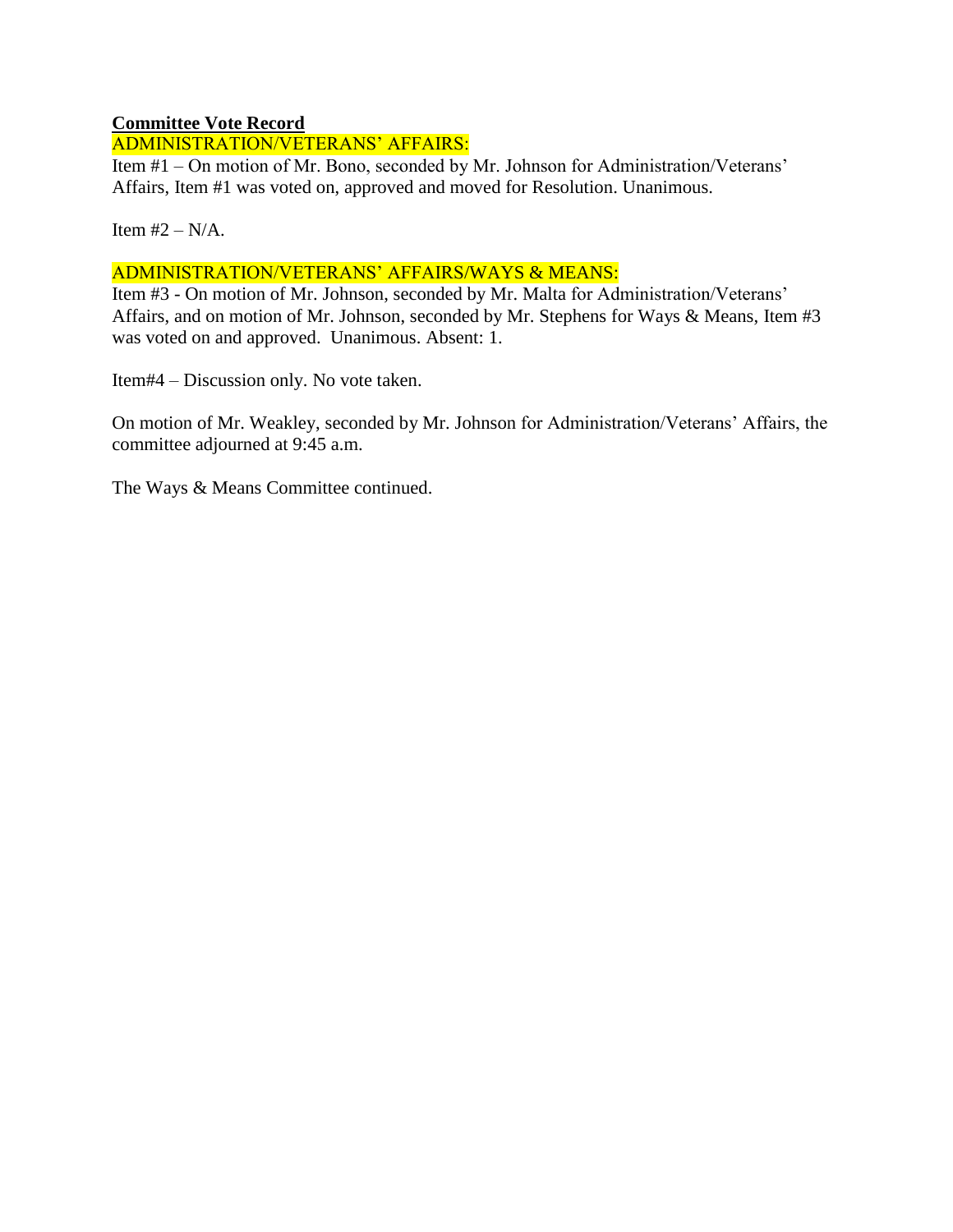**Committee Vote Record**

ADMINISTRATION/VETERANS' AFFAIRS:

Item #1 – On motion of Mr. Bono, seconded by Mr. Johnson for Administration/Veterans' Affairs, Item #1 was voted on, approved and moved for Resolution. Unanimous.

Item #2 – N/A.

ADMINISTRATION/VETERANS' AFFAIRS/WAYS & MEANS:

Item #3 - On motion of Mr. Johnson, seconded by Mr. Malta for Administration/Veterans' Affairs, and on motion of Mr. Johnson, seconded by Mr. Stephens for Ways & Means, Item #3 was voted on and approved. Unanimous. Absent: 1.

Item#4 – Discussion only. No vote taken.

On motion of Mr. Weakley, seconded by Mr. Johnson for Administration/Veterans' Affairs, the committee adjourned at 9:45 a.m.

The Ways & Means Committee continued.